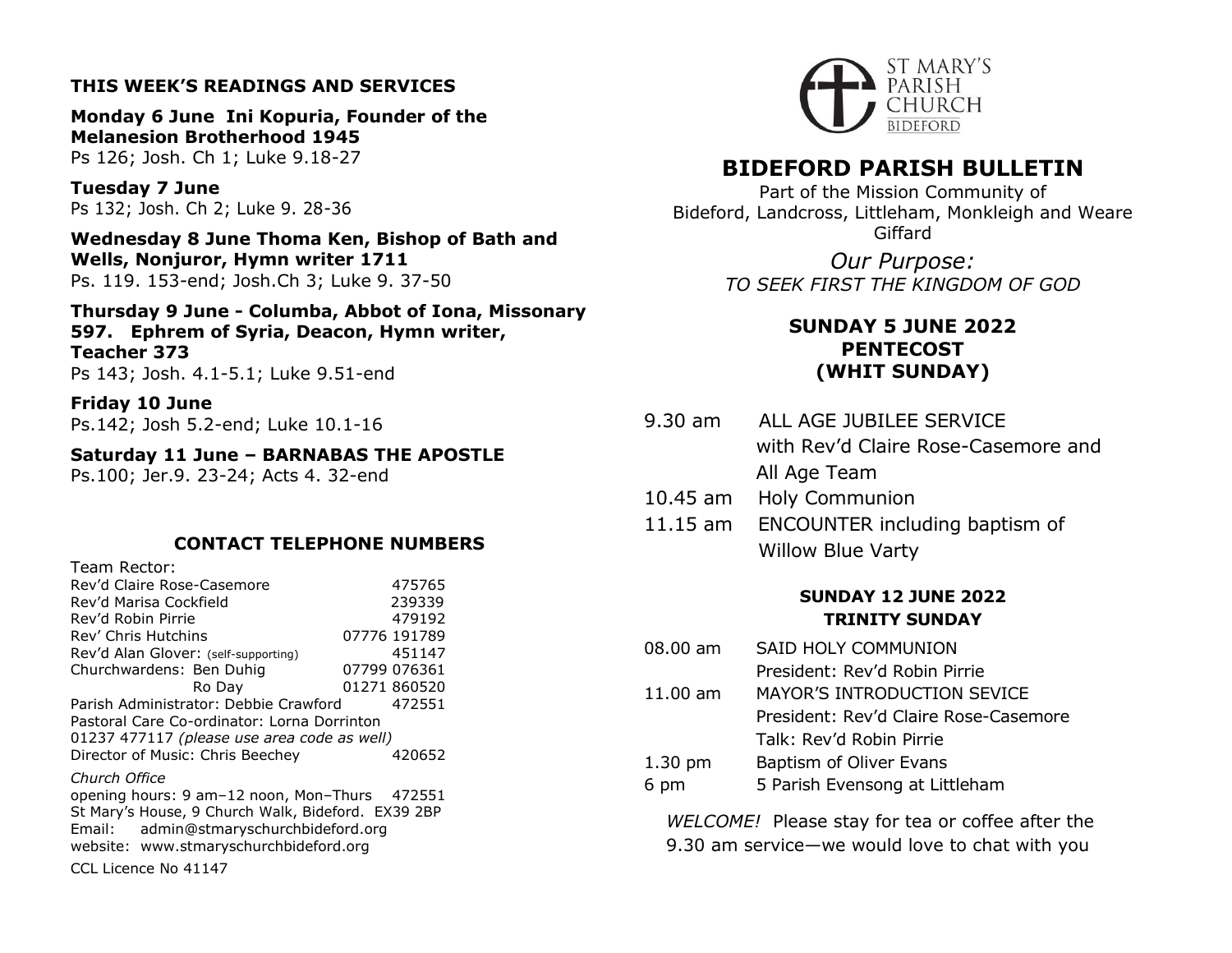## THIS WEEK'S READINGS AND SERVICES

**Monday 6 June Ini Kopuria, Founder of the Melanesion Brotherhood 1945**
Ps 126; Josh. Ch 1; Luke 9.18-27

**Tuesday 7 June**
Ps 132; Josh. Ch 2; Luke 9. 28-36

**Wednesday 8 June Thoma Ken, Bishop of Bath and Wells, Nonjuror, Hymn writer 1711**
Ps. 119. 153-end; Josh.Ch 3; Luke 9. 37-50

**Thursday 9 June - Columba, Abbot of Iona, Missonary 597. Ephrem of Syria, Deacon, Hymn writer, Teacher 373**
Ps 143; Josh. 4.1-5.1; Luke 9.51-end

**Friday 10 June**
Ps.142; Josh 5.2-end; Luke 10.1-16

**Saturday 11 June – BARNABAS THE APOSTLE**
Ps.100; Jer.9. 23-24; Acts 4. 32-end

## CONTACT TELEPHONE NUMBERS

| Team Rector: | |
|---|---|
| Rev'd Claire Rose-Casemore | 475765 |
| Rev'd Marisa Cockfield | 239339 |
| Rev'd Robin Pirrie | 479192 |
| Rev' Chris Hutchins | 07776 191789 |
| Rev'd Alan Glover: (self-supporting) | 451147 |
| Churchwardens: Ben Duhig | 07799 076361 |
| Ro Day | 01271 860520 |
| Parish Administrator: Debbie Crawford | 472551 |
| Pastoral Care Co-ordinator: Lorna Dorrinton | |
| 01237 477117 *(please use area code as well)* | |
| Director of Music: Chris Beechey | 420652 |

*Church Office*
opening hours: 9 am–12 noon, Mon–Thurs 472551
St Mary's House, 9 Church Walk, Bideford. EX39 2BP
Email: admin@stmaryschurchbideford.org
website: www.stmaryschurchbideford.org

CCL Licence No 41147

ST MARY'S PARISH CHURCH BIDEFORD

# BIDEFORD PARISH BULLETIN

Part of the Mission Community of Bideford, Landcross, Littleham, Monkleigh and Weare Giffard

*Our Purpose:*
*TO SEEK FIRST THE KINGDOM OF GOD*

### SUNDAY 5 JUNE 2022
### PENTECOST
### (WHIT SUNDAY)

| | |
|---|---|
| 9.30 am | ALL AGE JUBILEE SERVICE with Rev'd Claire Rose-Casemore and All Age Team |
| 10.45 am | Holy Communion |
| 11.15 am | ENCOUNTER including baptism of Willow Blue Varty |

### SUNDAY 12 JUNE 2022
### TRINITY SUNDAY

| | |
|---|---|
| 08.00 am | SAID HOLY COMMUNION<br>President: Rev'd Robin Pirrie |
| 11.00 am | MAYOR'S INTRODUCTION SEVICE<br>President: Rev'd Claire Rose-Casemore<br>Talk: Rev'd Robin Pirrie |
| 1.30 pm | Baptism of Oliver Evans |
| 6 pm | 5 Parish Evensong at Littleham |

*WELCOME!* Please stay for tea or coffee after the 9.30 am service—we would love to chat with you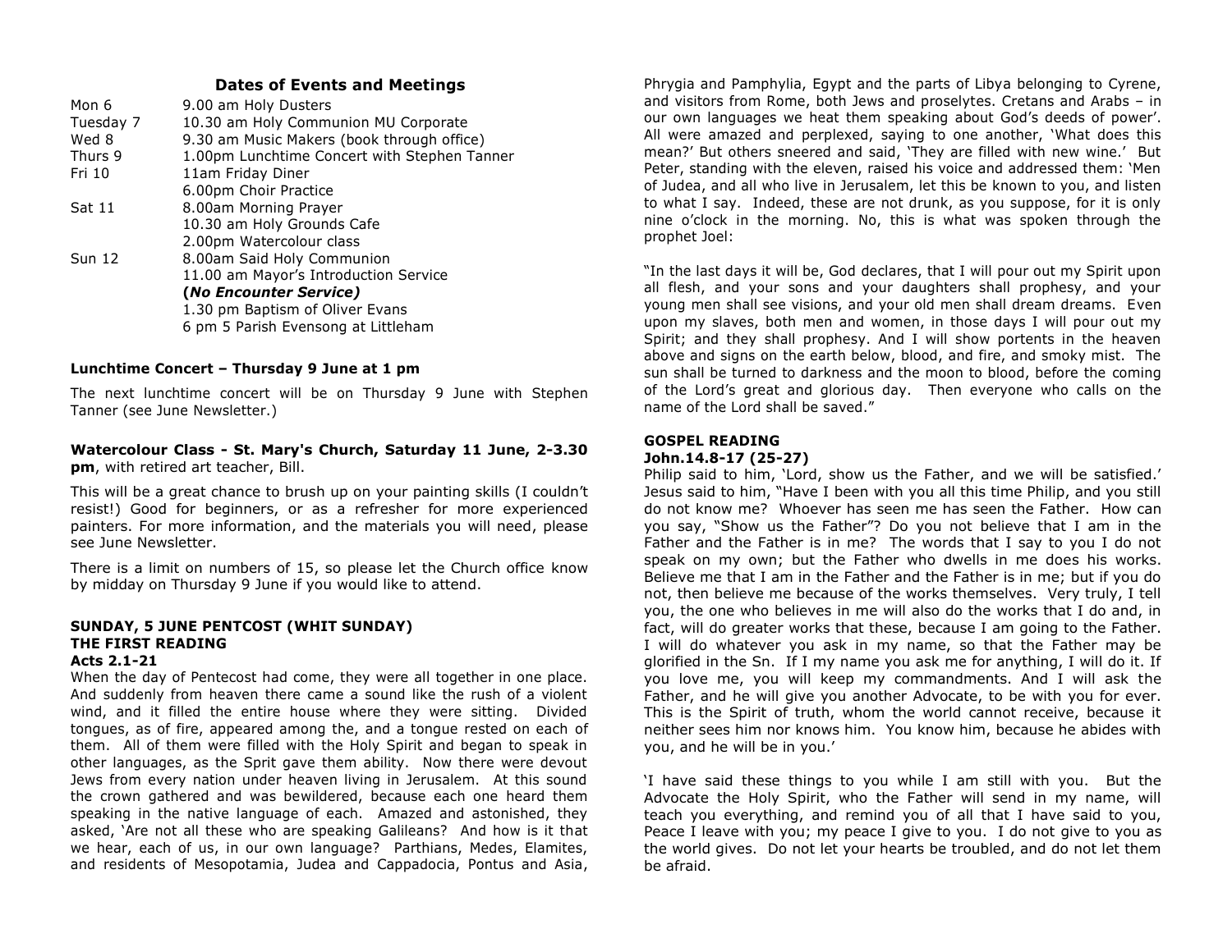## Dates of Events and Meetings

| | | |
|---|---|---|
| Mon 6 | 9.00 am Holy Dusters |
| Tuesday 7 | 10.30 am Holy Communion MU Corporate |
| Wed 8 | 9.30 am Music Makers (book through office) |
| Thurs 9 | 1.00pm Lunchtime Concert with Stephen Tanner |
| Fri 10 | 11am Friday Diner |
| | 6.00pm Choir Practice |
| Sat 11 | 8.00am Morning Prayer |
| | 10.30 am Holy Grounds Cafe |
| | 2.00pm Watercolour class |
| Sun 12 | 8.00am Said Holy Communion |
| | 11.00 am Mayor's Introduction Service |
| | **(*No Encounter Service)*** |
| | 1.30 pm Baptism of Oliver Evans |
| | 6 pm 5 Parish Evensong at Littleham |

**Lunchtime Concert – Thursday 9 June at 1 pm**

The next lunchtime concert will be on Thursday 9 June with Stephen Tanner (see June Newsletter.)

**Watercolour Class - St. Mary's Church, Saturday 11 June, 2-3.30 pm**, with retired art teacher, Bill.

This will be a great chance to brush up on your painting skills (I couldn't resist!) Good for beginners, or as a refresher for more experienced painters. For more information, and the materials you will need, please see June Newsletter.

There is a limit on numbers of 15, so please let the Church office know by midday on Thursday 9 June if you would like to attend.

**SUNDAY, 5 JUNE PENTCOST (WHIT SUNDAY)**
**THE FIRST READING**
**Acts 2.1-21**

When the day of Pentecost had come, they were all together in one place. And suddenly from heaven there came a sound like the rush of a violent wind, and it filled the entire house where they were sitting. Divided tongues, as of fire, appeared among the, and a tongue rested on each of them. All of them were filled with the Holy Spirit and began to speak in other languages, as the Sprit gave them ability. Now there were devout Jews from every nation under heaven living in Jerusalem. At this sound the crown gathered and was bewildered, because each one heard them speaking in the native language of each. Amazed and astonished, they asked, 'Are not all these who are speaking Galileans? And how is it that we hear, each of us, in our own language? Parthians, Medes, Elamites, and residents of Mesopotamia, Judea and Cappadocia, Pontus and Asia, Phrygia and Pamphylia, Egypt and the parts of Libya belonging to Cyrene, and visitors from Rome, both Jews and proselytes. Cretans and Arabs – in our own languages we heat them speaking about God's deeds of power'. All were amazed and perplexed, saying to one another, 'What does this mean?' But others sneered and said, 'They are filled with new wine.' But Peter, standing with the eleven, raised his voice and addressed them: 'Men of Judea, and all who live in Jerusalem, let this be known to you, and listen to what I say. Indeed, these are not drunk, as you suppose, for it is only nine o'clock in the morning. No, this is what was spoken through the prophet Joel:

"In the last days it will be, God declares, that I will pour out my Spirit upon all flesh, and your sons and your daughters shall prophesy, and your young men shall see visions, and your old men shall dream dreams. Even upon my slaves, both men and women, in those days I will pour out my Spirit; and they shall prophesy. And I will show portents in the heaven above and signs on the earth below, blood, and fire, and smoky mist. The sun shall be turned to darkness and the moon to blood, before the coming of the Lord's great and glorious day. Then everyone who calls on the name of the Lord shall be saved."

**GOSPEL READING**
**John.14.8-17 (25-27)**

Philip said to him, 'Lord, show us the Father, and we will be satisfied.' Jesus said to him, "Have I been with you all this time Philip, and you still do not know me? Whoever has seen me has seen the Father. How can you say, "Show us the Father"? Do you not believe that I am in the Father and the Father is in me? The words that I say to you I do not speak on my own; but the Father who dwells in me does his works. Believe me that I am in the Father and the Father is in me; but if you do not, then believe me because of the works themselves. Very truly, I tell you, the one who believes in me will also do the works that I do and, in fact, will do greater works that these, because I am going to the Father. I will do whatever you ask in my name, so that the Father may be glorified in the Sn. If I my name you ask me for anything, I will do it. If you love me, you will keep my commandments. And I will ask the Father, and he will give you another Advocate, to be with you for ever. This is the Spirit of truth, whom the world cannot receive, because it neither sees him nor knows him. You know him, because he abides with you, and he will be in you.'

'I have said these things to you while I am still with you. But the Advocate the Holy Spirit, who the Father will send in my name, will teach you everything, and remind you of all that I have said to you, Peace I leave with you; my peace I give to you. I do not give to you as the world gives. Do not let your hearts be troubled, and do not let them be afraid.